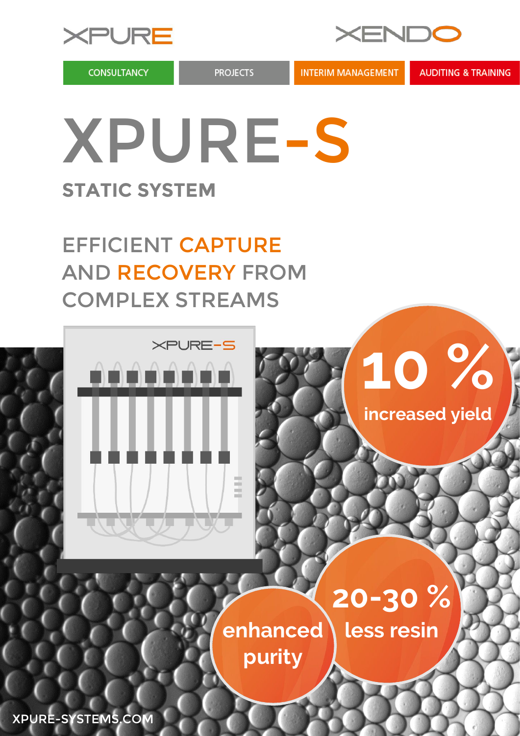XPURE

XENDO

CONSULTANCY | PROJECTS | INTERIM MANAGEMENT | AUDITING & TRAINING

# XPURE-S

## STATIC SYSTEM

## EFFICIENT CAPTURE AND RECOVERY FROM COMPLEX STREAMS

**10 %** increased yield

**20-30 %** less resin

**enhanced purity**

XPURE-SYSTEMS.COM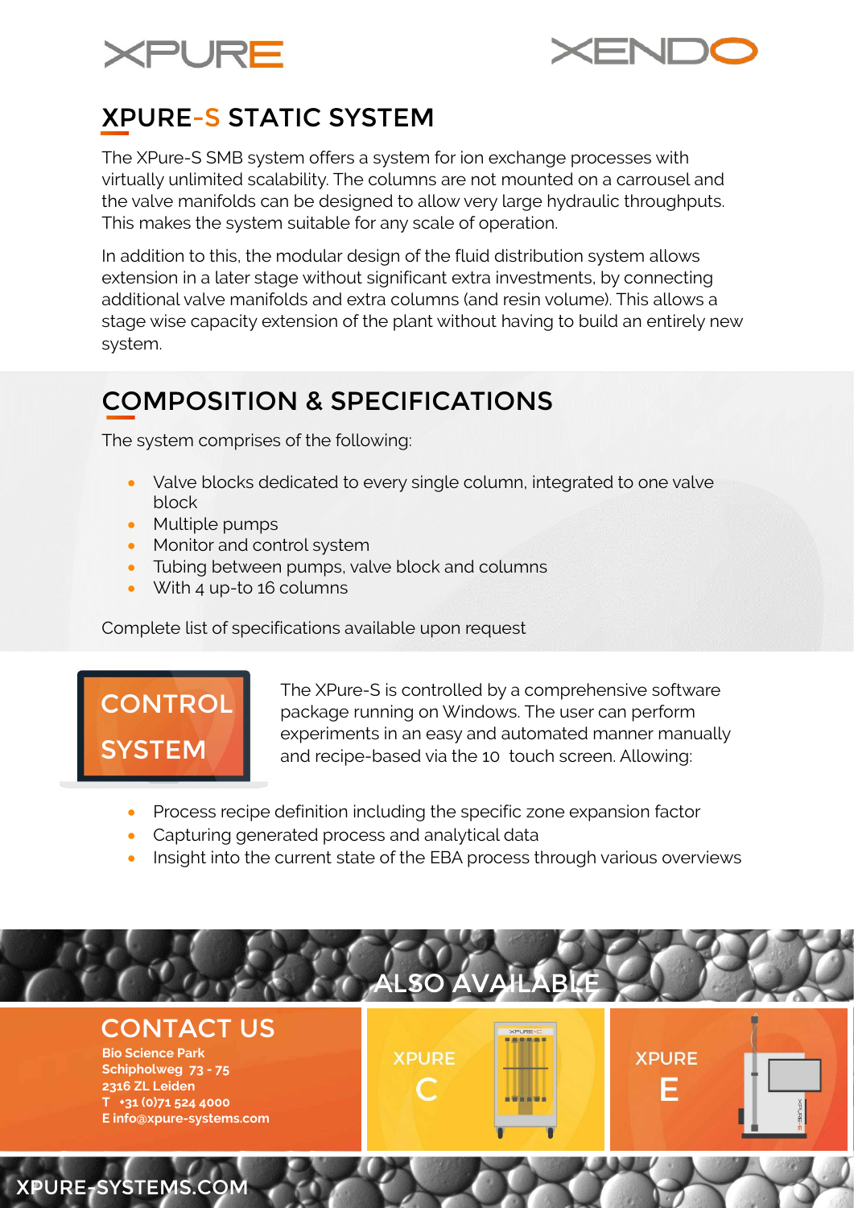XPURE XENDO

# XPURE-S STATIC SYSTEM

The XPure-S SMB system offers a system for ion exchange processes with virtually unlimited scalability. The columns are not mounted on a carrousel and the valve manifolds can be designed to allow very large hydraulic throughputs. This makes the system suitable for any scale of operation.

In addition to this, the modular design of the fluid distribution system allows extension in a later stage without significant extra investments, by connecting additional valve manifolds and extra columns (and resin volume). This allows a stage wise capacity extension of the plant without having to build an entirely new system.

## COMPOSITION & SPECIFICATIONS

The system comprises of the following:

- Valve blocks dedicated to every single column, integrated to one valve block
- Multiple pumps
- Monitor and control system
- Tubing between pumps, valve block and columns
- With 4 up-to 16 columns

Complete list of specifications available upon request

## CONTROL SYSTEM

The XPure-S is controlled by a comprehensive software package running on Windows. The user can perform experiments in an easy and automated manner manually and recipe-based via the 10  touch screen. Allowing:

- Process recipe definition including the specific zone expansion factor
- Capturing generated process and analytical data
- Insight into the current state of the EBA process through various overviews

## ALSO AVAILABLE

XPURE C

XPURE E

## CONTACT US

**Bio Science Park**
**Schipholweg 73 - 75**
**2316 ZL Leiden**
**T +31 (0)71 524 4000**
**E info@xpure-systems.com**

XPURE-SYSTEMS.COM